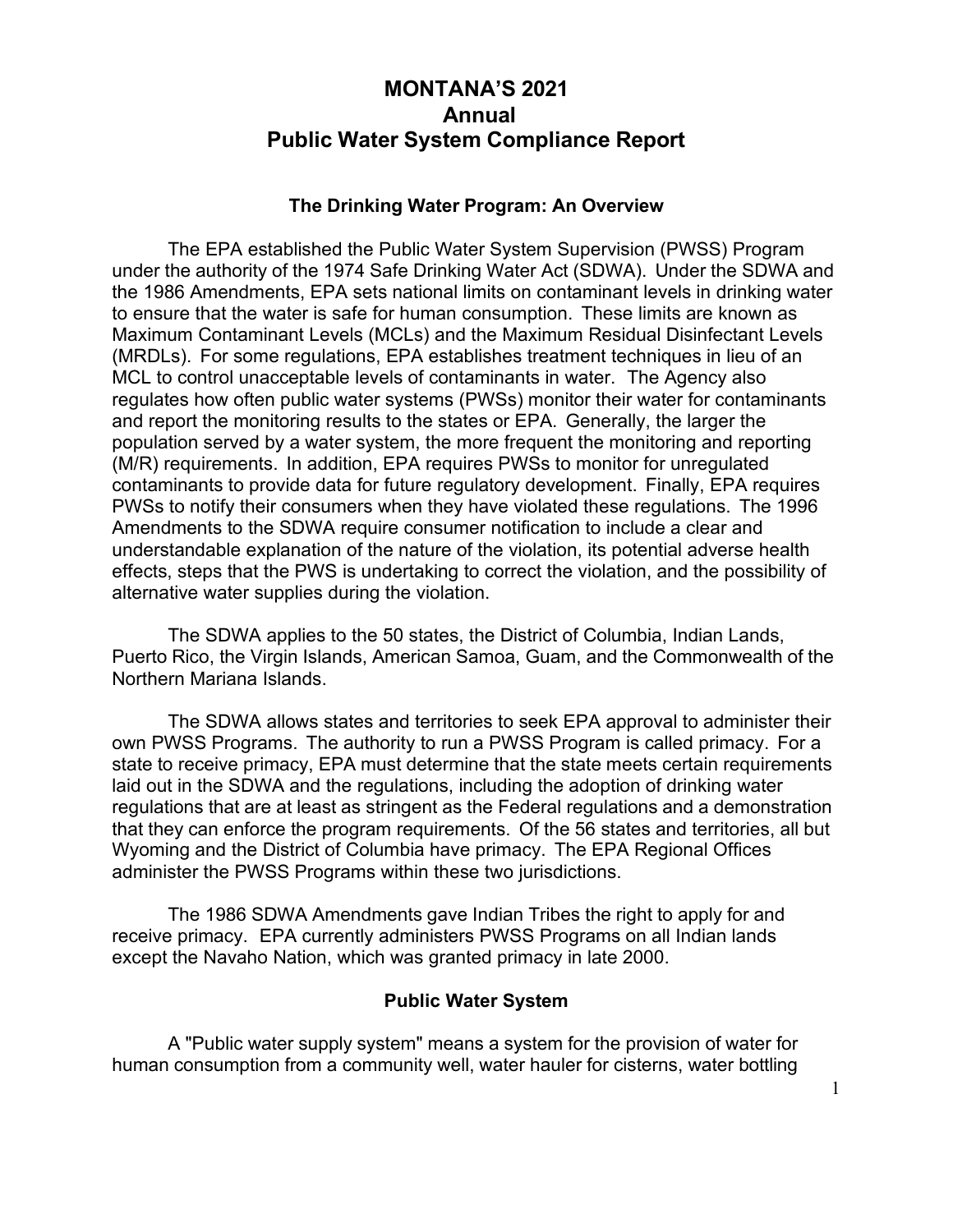# MONTANA'S 2021 Annual Public Water System Compliance Report

## The Drinking Water Program: An Overview

The EPA established the Public Water System Supervision (PWSS) Program under the authority of the 1974 Safe Drinking Water Act (SDWA). Under the SDWA and the 1986 Amendments, EPA sets national limits on contaminant levels in drinking water to ensure that the water is safe for human consumption. These limits are known as Maximum Contaminant Levels (MCLs) and the Maximum Residual Disinfectant Levels (MRDLs). For some regulations, EPA establishes treatment techniques in lieu of an MCL to control unacceptable levels of contaminants in water. The Agency also regulates how often public water systems (PWSs) monitor their water for contaminants and report the monitoring results to the states or EPA. Generally, the larger the population served by a water system, the more frequent the monitoring and reporting (M/R) requirements. In addition, EPA requires PWSs to monitor for unregulated contaminants to provide data for future regulatory development. Finally, EPA requires PWSs to notify their consumers when they have violated these regulations. The 1996 Amendments to the SDWA require consumer notification to include a clear and understandable explanation of the nature of the violation, its potential adverse health effects, steps that the PWS is undertaking to correct the violation, and the possibility of alternative water supplies during the violation.

The SDWA applies to the 50 states, the District of Columbia, Indian Lands, Puerto Rico, the Virgin Islands, American Samoa, Guam, and the Commonwealth of the Northern Mariana Islands.

The SDWA allows states and territories to seek EPA approval to administer their own PWSS Programs. The authority to run a PWSS Program is called primacy. For a state to receive primacy, EPA must determine that the state meets certain requirements laid out in the SDWA and the regulations, including the adoption of drinking water regulations that are at least as stringent as the Federal regulations and a demonstration that they can enforce the program requirements. Of the 56 states and territories, all but Wyoming and the District of Columbia have primacy. The EPA Regional Offices administer the PWSS Programs within these two jurisdictions.

The 1986 SDWA Amendments gave Indian Tribes the right to apply for and receive primacy. EPA currently administers PWSS Programs on all Indian lands except the Navaho Nation, which was granted primacy in late 2000.

## Public Water System

A "Public water supply system" means a system for the provision of water for human consumption from a community well, water hauler for cisterns, water bottling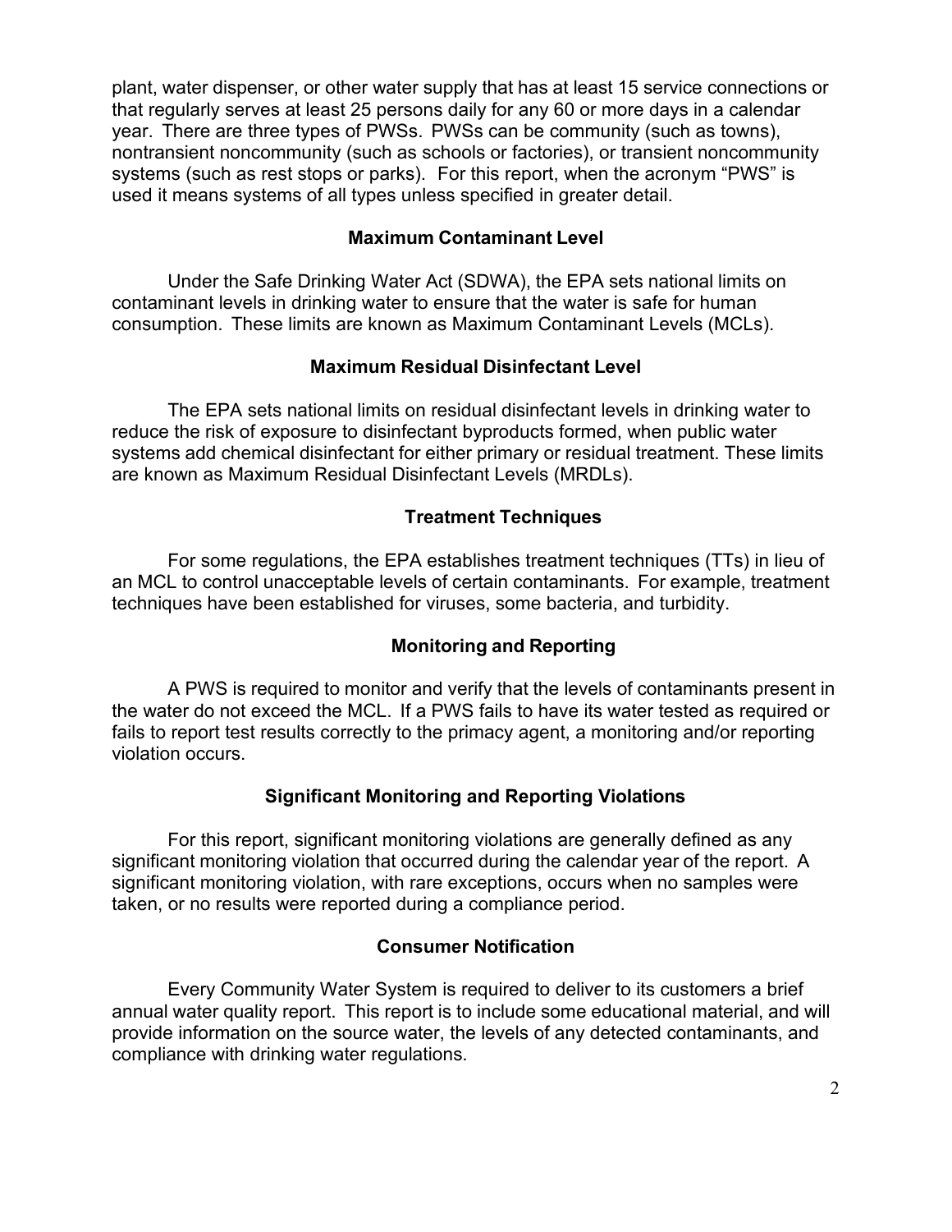plant, water dispenser, or other water supply that has at least 15 service connections or that regularly serves at least 25 persons daily for any 60 or more days in a calendar year. There are three types of PWSs. PWSs can be community (such as towns), nontransient noncommunity (such as schools or factories), or transient noncommunity systems (such as rest stops or parks). For this report, when the acronym "PWS" is used it means systems of all types unless specified in greater detail.

## Maximum Contaminant Level

Under the Safe Drinking Water Act (SDWA), the EPA sets national limits on contaminant levels in drinking water to ensure that the water is safe for human consumption. These limits are known as Maximum Contaminant Levels (MCLs).

## Maximum Residual Disinfectant Level

The EPA sets national limits on residual disinfectant levels in drinking water to reduce the risk of exposure to disinfectant byproducts formed, when public water systems add chemical disinfectant for either primary or residual treatment. These limits are known as Maximum Residual Disinfectant Levels (MRDLs).

## Treatment Techniques

For some regulations, the EPA establishes treatment techniques (TTs) in lieu of an MCL to control unacceptable levels of certain contaminants. For example, treatment techniques have been established for viruses, some bacteria, and turbidity.

## Monitoring and Reporting

A PWS is required to monitor and verify that the levels of contaminants present in the water do not exceed the MCL. If a PWS fails to have its water tested as required or fails to report test results correctly to the primacy agent, a monitoring and/or reporting violation occurs.

## Significant Monitoring and Reporting Violations

For this report, significant monitoring violations are generally defined as any significant monitoring violation that occurred during the calendar year of the report. A significant monitoring violation, with rare exceptions, occurs when no samples were taken, or no results were reported during a compliance period.

## Consumer Notification

Every Community Water System is required to deliver to its customers a brief annual water quality report. This report is to include some educational material, and will provide information on the source water, the levels of any detected contaminants, and compliance with drinking water regulations.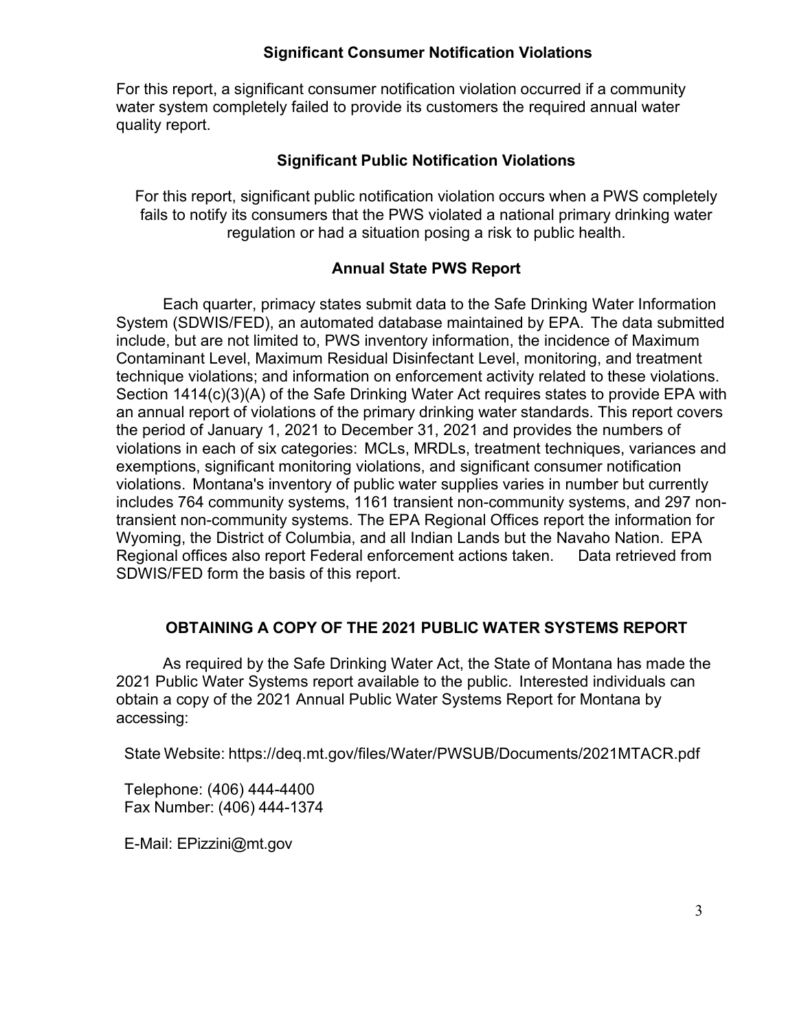## Significant Consumer Notification Violations

For this report, a significant consumer notification violation occurred if a community water system completely failed to provide its customers the required annual water quality report.

## Significant Public Notification Violations

For this report, significant public notification violation occurs when a PWS completely fails to notify its consumers that the PWS violated a national primary drinking water regulation or had a situation posing a risk to public health.

## Annual State PWS Report

Each quarter, primacy states submit data to the Safe Drinking Water Information System (SDWIS/FED), an automated database maintained by EPA. The data submitted include, but are not limited to, PWS inventory information, the incidence of Maximum Contaminant Level, Maximum Residual Disinfectant Level, monitoring, and treatment technique violations; and information on enforcement activity related to these violations. Section 1414(c)(3)(A) of the Safe Drinking Water Act requires states to provide EPA with an annual report of violations of the primary drinking water standards. This report covers the period of January 1, 2021 to December 31, 2021 and provides the numbers of violations in each of six categories: MCLs, MRDLs, treatment techniques, variances and exemptions, significant monitoring violations, and significant consumer notification violations. Montana's inventory of public water supplies varies in number but currently includes 764 community systems, 1161 transient non-community systems, and 297 non-transient non-community systems. The EPA Regional Offices report the information for Wyoming, the District of Columbia, and all Indian Lands but the Navaho Nation. EPA Regional offices also report Federal enforcement actions taken. Data retrieved from SDWIS/FED form the basis of this report.

## OBTAINING A COPY OF THE 2021 PUBLIC WATER SYSTEMS REPORT

As required by the Safe Drinking Water Act, the State of Montana has made the 2021 Public Water Systems report available to the public. Interested individuals can obtain a copy of the 2021 Annual Public Water Systems Report for Montana by accessing:

State Website: https://deq.mt.gov/files/Water/PWSUB/Documents/2021MTACR.pdf

Telephone: (406) 444-4400
Fax Number: (406) 444-1374

E-Mail: EPizzini@mt.gov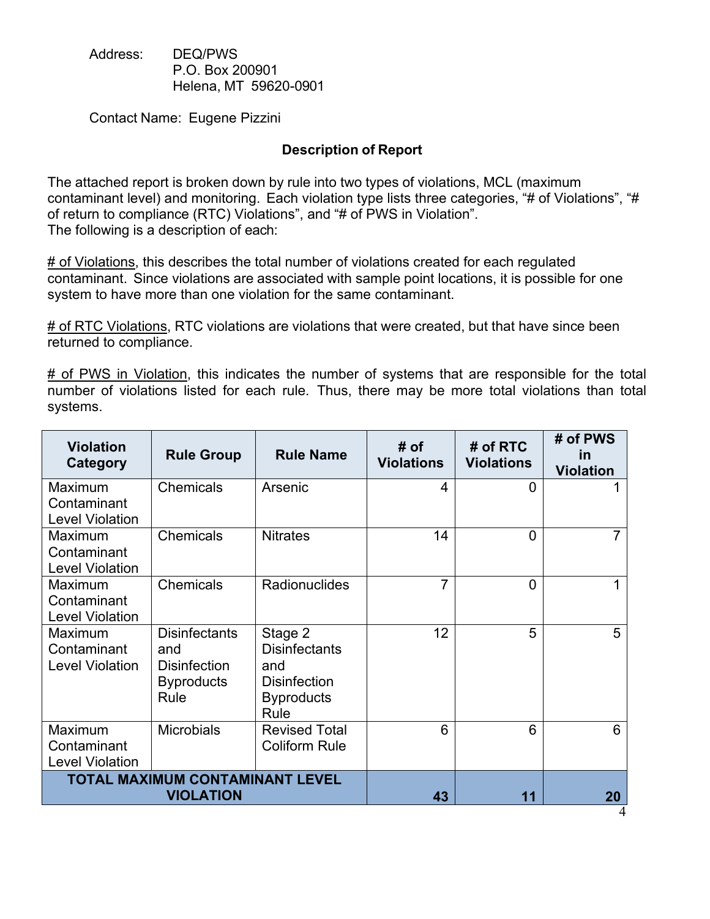Address: DEQ/PWS
P.O. Box 200901
Helena, MT 59620-0901

Contact Name: Eugene Pizzini

### Description of Report

The attached report is broken down by rule into two types of violations, MCL (maximum contaminant level) and monitoring. Each violation type lists three categories, "# of Violations", "# of return to compliance (RTC) Violations", and "# of PWS in Violation".
The following is a description of each:

# of Violations, this describes the total number of violations created for each regulated contaminant. Since violations are associated with sample point locations, it is possible for one system to have more than one violation for the same contaminant.

# of RTC Violations, RTC violations are violations that were created, but that have since been returned to compliance.

# of PWS in Violation, this indicates the number of systems that are responsible for the total number of violations listed for each rule. Thus, there may be more total violations than total systems.

| Violation Category | Rule Group | Rule Name | # of Violations | # of RTC Violations | # of PWS in Violation |
|---|---|---|---|---|---|
| Maximum Contaminant Level Violation | Chemicals | Arsenic | 4 | 0 | 1 |
| Maximum Contaminant Level Violation | Chemicals | Nitrates | 14 | 0 | 7 |
| Maximum Contaminant Level Violation | Chemicals | Radionuclides | 7 | 0 | 1 |
| Maximum Contaminant Level Violation | Disinfectants and Disinfection Byproducts Rule | Stage 2 Disinfectants and Disinfection Byproducts Rule | 12 | 5 | 5 |
| Maximum Contaminant Level Violation | Microbials | Revised Total Coliform Rule | 6 | 6 | 6 |
| **TOTAL MAXIMUM CONTAMINANT LEVEL VIOLATION** | | | **43** | **11** | **20** |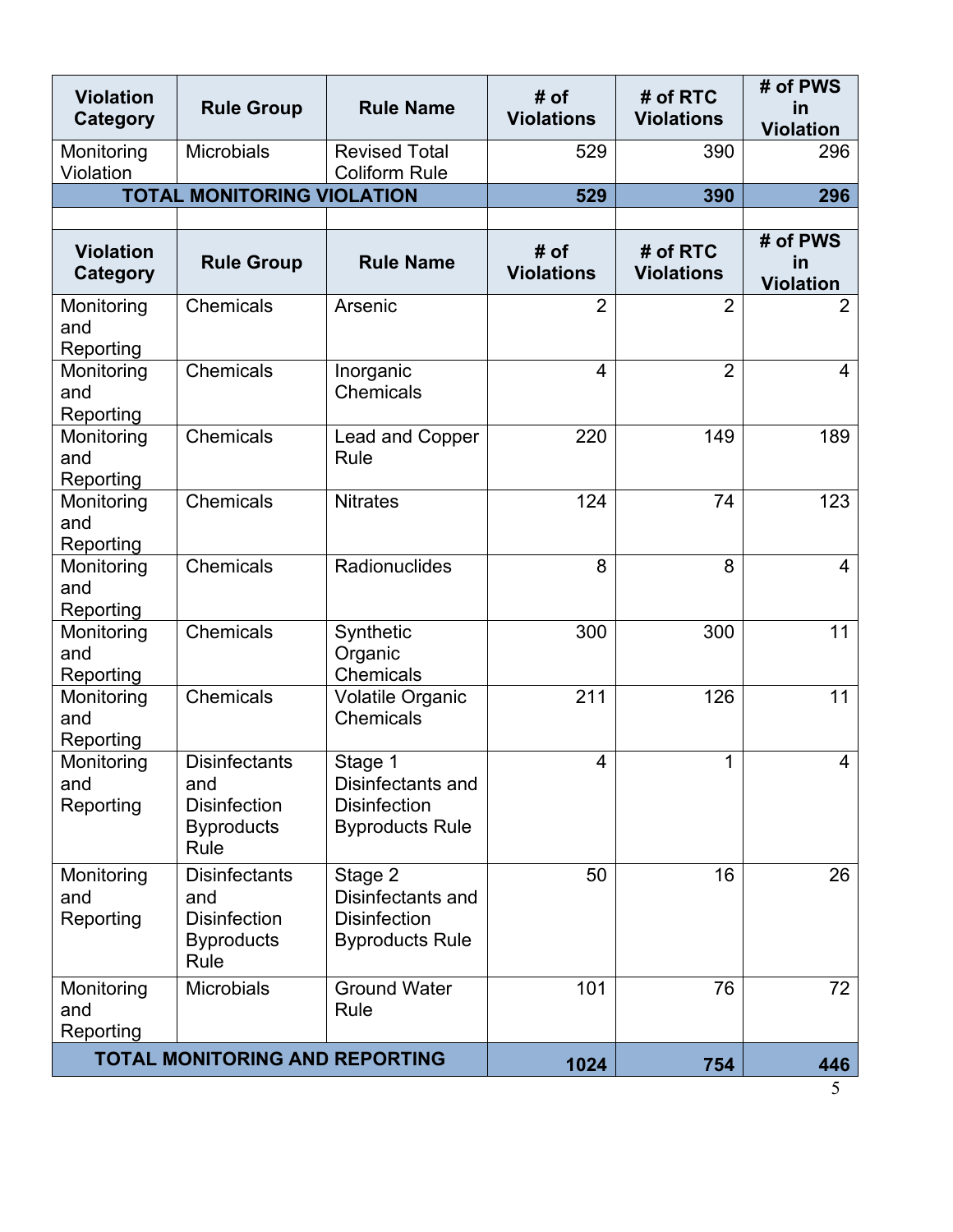| Violation Category | Rule Group | Rule Name | # of Violations | # of RTC Violations | # of PWS in Violation |
|---|---|---|---|---|---|
| Monitoring Violation | Microbials | Revised Total Coliform Rule | 529 | 390 | 296 |
| **TOTAL MONITORING VIOLATION** | | | **529** | **390** | **296** |

| Violation Category | Rule Group | Rule Name | # of Violations | # of RTC Violations | # of PWS in Violation |
|---|---|---|---|---|---|
| Monitoring and Reporting | Chemicals | Arsenic | 2 | 2 | 2 |
| Monitoring and Reporting | Chemicals | Inorganic Chemicals | 4 | 2 | 4 |
| Monitoring and Reporting | Chemicals | Lead and Copper Rule | 220 | 149 | 189 |
| Monitoring and Reporting | Chemicals | Nitrates | 124 | 74 | 123 |
| Monitoring and Reporting | Chemicals | Radionuclides | 8 | 8 | 4 |
| Monitoring and Reporting | Chemicals | Synthetic Organic Chemicals | 300 | 300 | 11 |
| Monitoring and Reporting | Chemicals | Volatile Organic Chemicals | 211 | 126 | 11 |
| Monitoring and Reporting | Disinfectants and Disinfection Byproducts Rule | Stage 1 Disinfectants and Disinfection Byproducts Rule | 4 | 1 | 4 |
| Monitoring and Reporting | Disinfectants and Disinfection Byproducts Rule | Stage 2 Disinfectants and Disinfection Byproducts Rule | 50 | 16 | 26 |
| Monitoring and Reporting | Microbials | Ground Water Rule | 101 | 76 | 72 |
| **TOTAL MONITORING AND REPORTING** | | | **1024** | **754** | **446** |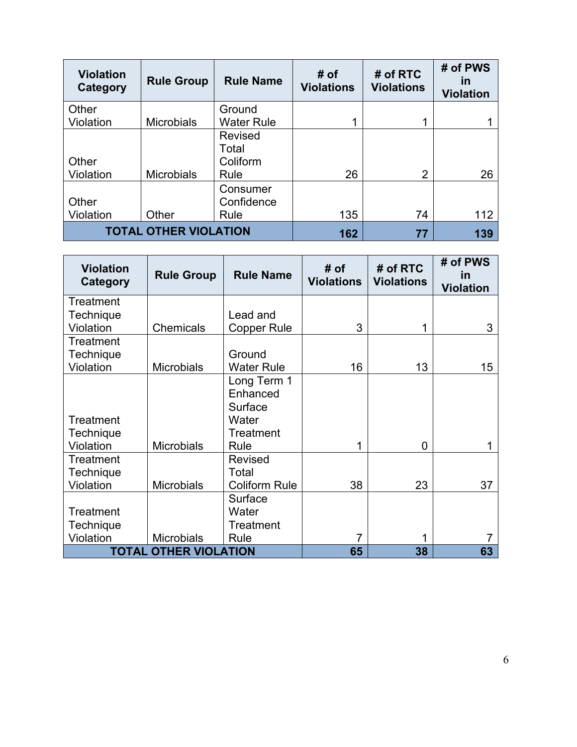| Violation Category | Rule Group | Rule Name | # of Violations | # of RTC Violations | # of PWS in Violation |
|---|---|---|---|---|---|
| Other Violation | Microbials | Ground Water Rule | 1 | 1 | 1 |
| Other Violation | Microbials | Revised Total Coliform Rule | 26 | 2 | 26 |
| Other Violation | Other | Consumer Confidence Rule | 135 | 74 | 112 |
| **TOTAL OTHER VIOLATION** | | | **162** | **77** | **139** |

| Violation Category | Rule Group | Rule Name | # of Violations | # of RTC Violations | # of PWS in Violation |
|---|---|---|---|---|---|
| Treatment Technique Violation | Chemicals | Lead and Copper Rule | 3 | 1 | 3 |
| Treatment Technique Violation | Microbials | Ground Water Rule | 16 | 13 | 15 |
| Treatment Technique Violation | Microbials | Long Term 1 Enhanced Surface Water Treatment Rule | 1 | 0 | 1 |
| Treatment Technique Violation | Microbials | Revised Total Coliform Rule | 38 | 23 | 37 |
| Treatment Technique Violation | Microbials | Surface Water Treatment Rule | 7 | 1 | 7 |
| **TOTAL OTHER VIOLATION** | | | **65** | **38** | **63** |